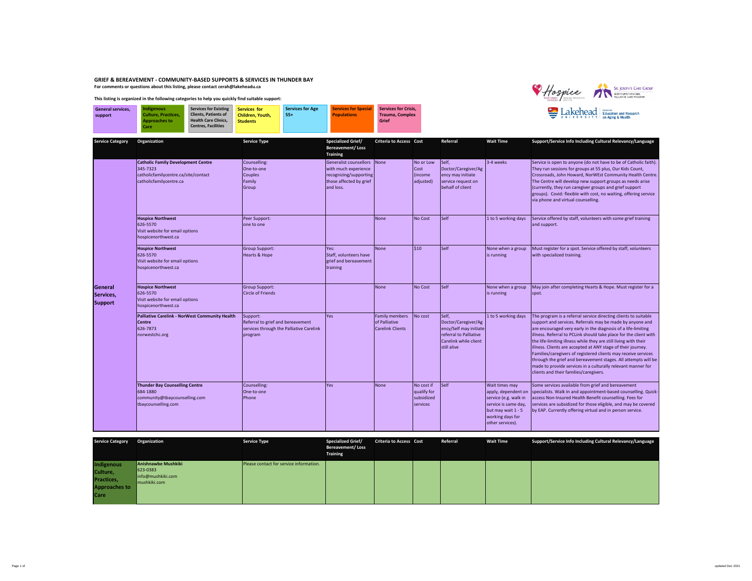**GRIEF & BEREAVEMENT - COMMUNITY-BASED SUPPORTS & SERVICES IN THUNDER BAY**

**For comments or questions about this listing, please contact cerah@lakeheadu.ca**

**This listing is organized in the following categories to help you quickly find suitable support:**

| General services, support | Indigenous Culture, Practices, Approaches to Care | Services for Existing Clients, Patients of Health Care Clinics, Centres, Facilities | Services for Children, Youth, Students | Services for Age 55+ | Services for Special Populations | Services for Crisis, Trauma, Complex Grief |
|---|---|---|---|---|---|---|

| Service Category | Organization | Service Type | Specialized Grief/ Bereavement/ Loss Training | Criteria to Access | Cost | Referral | Wait Time | Support/Service Info Including Cultural Relevancy/Language |
|---|---|---|---|---|---|---|---|---|
| **General Services, Support** | **Catholic Family Development Centre**<br>345-7323<br>catholicfamilycentre.ca/site/contact<br>catholicfamilycentre.ca | Counselling:<br>One-to-one<br>Couples<br>Family<br>Group | Generalist counsellors with much experience recognizing/supporting those affected by grief and loss. | None | No or Low Cost (income adjusted) | Self, Doctor/Caregiver/Agency may initiate service request on behalf of client | 3-4 weeks | Service is open to anyone (do not have to be of Catholic faith). They run sessions for groups at 55 plus, Our Kids Count, Crossroads, John Howard, NorWEst Community Health Centre. The Centre will develop new support groups as needs arise (currently, they run caregiver groups and grief support groups). Covid: flexible with cost, no waiting, offering service via phone and virtual counselling. |
| | **Hospice Northwest**<br>626-5570<br>Visit website for email options<br>hospicenorthwest.ca | Peer Support:<br>one to one | | None | No Cost | Self | 1 to 5 working days | Service offered by staff, volunteers with some grief training and support. |
| | **Hospice Northwest**<br>626-5570<br>Visit website for email options<br>hospicenorthwest.ca | Group Support:<br>Hearts & Hope | Yes:<br>Staff, volunteers have grief and bereavement training | None | $10 | Self | None when a group is running | Must register for a spot. Service offered by staff, volunteers with specialized training. |
| | **Hospice Northwest**<br>626-5570<br>Visit website for email options<br>hospicenorthwest.ca | Group Support:<br>Circle of Friends | | None | No Cost | Self | None when a group is running | May join after completing Hearts & Hope. Must register for a spot. |
| | **Palliative Carelink - NorWest Community Health Centre**<br>626-7873<br>norwestchc.org | Support:<br>Referral to grief and bereavement services through the Palliative Carelink program | Yes | Family members of Palliative Carelink Clients | No cost | Self, Doctor/Caregiver/Agency/Self may initiate referral to Palliative Carelink while client still alive | 1 to 5 working days | The program is a referral service directing clients to suitable support and services. Referrals may be made by anyone and are encouraged very early in the diagnosis of a life-limiting illness. Referral to PCLink should take place for the client with the life-limiting illness while they are still living with their illness. Clients are accepted at ANY stage of their journey. Families/caregivers of registered clients may receive services through the grief and bereavement stages. All attempts will be made to provide services in a culturally relevant manner for clients and their families/caregivers. |
| | **Thunder Bay Counselling Centre**<br>684-1880<br>community@tbaycounselling.com<br>tbaycounselling.com | Counselling:<br>One-to-one<br>Phone | Yes | None | No cost if qualify for subsidized services | Self | Wait times may apply, dependent on service (e.g. walk in service is same day, but may wait 1 - 5 working days for other services). | Some services available from grief and bereavement specialists. Walk In and appointment-based counselling. Quick-access Non-Insured Health Benefit counselling. Fees for services are subsidized for those eligible, and may be covered by EAP. Currently offering virtual and in person service. |

| Service Category | Organization | Service Type | Specialized Grief/ Bereavement/ Loss Training | Criteria to Access | Cost | Referral | Wait Time | Support/Service Info Including Cultural Relevancy/Language |
|---|---|---|---|---|---|---|---|---|
| **Indigenous Culture, Practices, Approaches to Care** | **Anishnawbe Mushkiki**<br>623-0383<br>info@mushkiki.com<br>mushkiki.com | Please contact for service information. | | | | | | |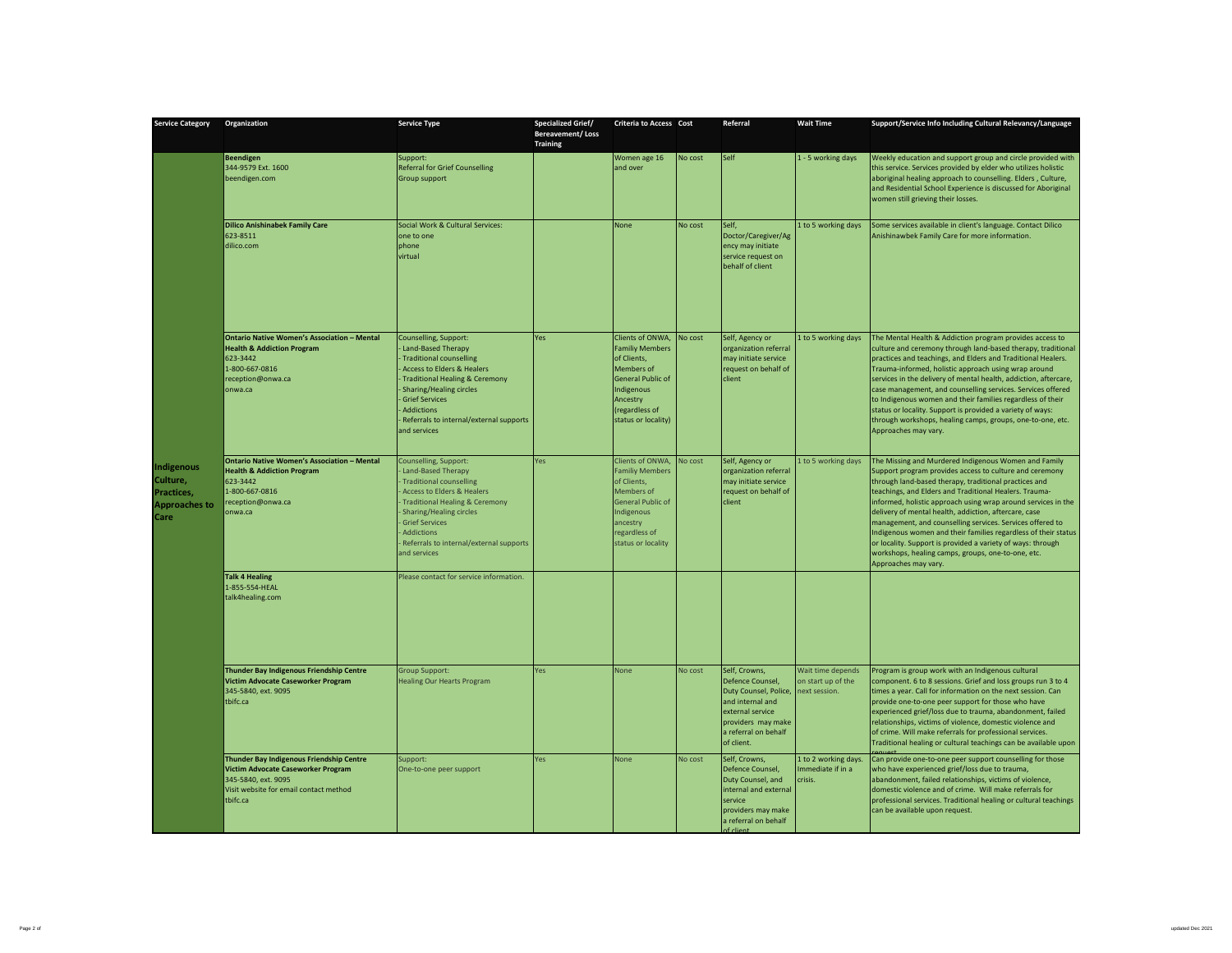| Service Category | Organization | Service Type | Specialized Grief/ Bereavement/ Loss Training | Criteria to Access | Cost | Referral | Wait Time | Support/Service Info Including Cultural Relevancy/Language |
|---|---|---|---|---|---|---|---|---|
| Indigenous Culture, Practices, Approaches to Care | **Beendigen**<br>344-9579 Ext. 1600<br>beendigen.com | Support:<br>Referral for Grief Counselling<br>Group support | | Women age 16 and over | No cost | Self | 1 - 5 working days | Weekly education and support group and circle provided with this service. Services provided by elder who utilizes holistic aboriginal healing approach to counselling. Elders , Culture, and Residential School Experience is discussed for Aboriginal women still grieving their losses. |
| | **Dilico Anishinabek Family Care**<br>623-8511<br>dilico.com | Social Work & Cultural Services:<br>one to one<br>phone<br>virtual | | None | No cost | Self, Doctor/Caregiver/Agency may initiate service request on behalf of client | 1 to 5 working days | Some services available in client's language. Contact Dilico Anishinawbek Family Care for more information. |
| | **Ontario Native Women's Association – Mental Health & Addiction Program**<br>623-3442<br>1-800-667-0816<br>reception@onwa.ca<br>onwa.ca | Counselling, Support:<br>- Land-Based Therapy<br>- Traditional counselling<br>- Access to Elders & Healers<br>- Traditional Healing & Ceremony<br>- Sharing/Healing circles<br>- Grief Services<br>- Addictions<br>- Referrals to internal/external supports and services | Yes | Clients of ONWA, Familiy Members of Clients, Members of General Public of Indigenous Ancestry (regardless of status or locality) | No cost | Self, Agency or organization referral may initiate service request on behalf of client | 1 to 5 working days | The Mental Health & Addiction program provides access to culture and ceremony through land-based therapy, traditional practices and teachings, and Elders and Traditional Healers. Trauma-informed, holistic approach using wrap around services in the delivery of mental health, addiction, aftercare, case management, and counselling services. Services offered to Indigenous women and their families regardless of their status or locality. Support is provided a variety of ways: through workshops, healing camps, groups, one-to-one, etc. Approaches may vary. |
| | **Ontario Native Women's Association – Mental Health & Addiction Program**<br>623-3442<br>1-800-667-0816<br>reception@onwa.ca<br>onwa.ca | Counselling, Support:<br>- Land-Based Therapy<br>- Traditional counselling<br>- Access to Elders & Healers<br>- Traditional Healing & Ceremony<br>- Sharing/Healing circles<br>- Grief Services<br>- Addictions<br>- Referrals to internal/external supports and services | Yes | Clients of ONWA, Familiy Members of Clients, Members of General Public of Indigenous ancestry regardless of status or locality | No cost | Self, Agency or organization referral may initiate service request on behalf of client | 1 to 5 working days | The Missing and Murdered Indigenous Women and Family Support program provides access to culture and ceremony through land-based therapy, traditional practices and teachings, and Elders and Traditional Healers. Trauma-informed, holistic approach using wrap around services in the delivery of mental health, addiction, aftercare, case management, and counselling services. Services offered to Indigenous women and their families regardless of their status or locality. Support is provided a variety of ways: through workshops, healing camps, groups, one-to-one, etc. Approaches may vary. |
| | **Talk 4 Healing**<br>1-855-554-HEAL<br>talk4healing.com | Please contact for service information. | | | | | | |
| | **Thunder Bay Indigenous Friendship Centre Victim Advocate Caseworker Program**<br>345-5840, ext. 9095<br>tbifc.ca | Group Support:<br>Healing Our Hearts Program | Yes | None | No cost | Self, Crowns, Defence Counsel, Duty Counsel, Police, and internal and external service providers may make a referral on behalf of client. | Wait time depends on start up of the next session. | Program is group work with an Indigenous cultural component. 6 to 8 sessions. Grief and loss groups run 3 to 4 times a year. Call for information on the next session. Can provide one-to-one peer support for those who have experienced grief/loss due to trauma, abandonment, failed relationships, victims of violence, domestic violence and of crime. Will make referrals for professional services. Traditional healing or cultural teachings can be available upon request. |
| | **Thunder Bay Indigenous Friendship Centre Victim Advocate Caseworker Program**<br>345-5840, ext. 9095<br>Visit website for email contact method<br>tbifc.ca | Support:<br>One-to-one peer support | Yes | None | No cost | Self, Crowns, Defence Counsel, Duty Counsel, and internal and external service providers may make a referral on behalf of client | 1 to 2 working days. Immediate if in a crisis. | Can provide one-to-one peer support counselling for those who have experienced grief/loss due to trauma, abandonment, failed relationships, victims of violence, domestic violence and of crime. Will make referrals for professional services. Traditional healing or cultural teachings can be available upon request. |

updated Dec 2021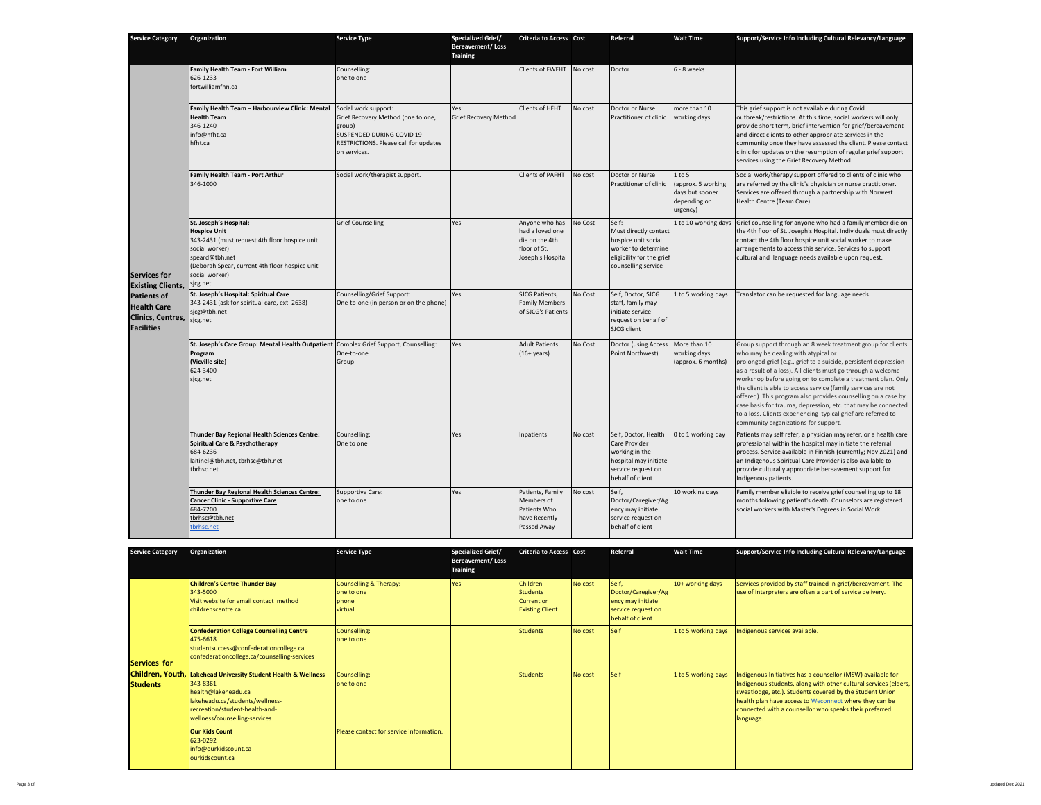| Service Category | Organization | Service Type | Specialized Grief/ Bereavement/ Loss Training | Criteria to Access | Cost | Referral | Wait Time | Support/Service Info Including Cultural Relevancy/Language |
|---|---|---|---|---|---|---|---|---|
| Services for Existing Clients, Patients of Health Care Clinics, Centres, Facilities | **Family Health Team - Fort William**<br>626-1233<br>fortwilliamfhn.ca | Counselling:<br>one to one | | Clients of FWFHT | No cost | Doctor | 6 - 8 weeks | |
| | **Family Health Team – Harbourview Clinic: Mental Health Team**<br>346-1240<br>info@hfht.ca<br>hfht.ca | Social work support:<br>Grief Recovery Method (one to one, group)<br>SUSPENDED DURING COVID 19 RESTRICTIONS. Please call for updates on services. | Yes:<br>Grief Recovery Method | Clients of HFHT | No cost | Doctor or Nurse Practitioner of clinic | more than 10 working days | This grief support is not available during Covid outbreak/restrictions. At this time, social workers will only provide short term, brief intervention for grief/bereavement and direct clients to other appropriate services in the community once they have assessed the client. Please contact clinic for updates on the resumption of regular grief support services using the Grief Recovery Method. |
| | **Family Health Team - Port Arthur**<br>346-1000 | Social work/therapist support. | | Clients of PAFHT | No cost | Doctor or Nurse Practitioner of clinic | 1 to 5 (approx. 5 working days but sooner depending on urgency) | Social work/therapy support offered to clients of clinic who are referred by the clinic's physician or nurse practitioner. Services are offered through a partnership with Norwest Health Centre (Team Care). |
| | **St. Joseph's Hospital: Hospice Unit**<br>343-2431 (must request 4th floor hospice unit social worker)<br>speard@tbh.net<br>(Deborah Spear, current 4th floor hospice unit social worker)<br>sjcg.net | Grief Counselling | Yes | Anyone who has had a loved one die on the 4th floor of St. Joseph's Hospital | No Cost | Self:<br>Must directly contact hospice unit social worker to determine eligibility for the grief counselling service | 1 to 10 working days | Grief counselling for anyone who had a family member die on the 4th floor of St. Joseph's Hospital. Individuals must directly contact the 4th floor hospice unit social worker to make arrangements to access this service. Services to support cultural and language needs available upon request. |
| | **St. Joseph's Hospital: Spiritual Care**<br>343-2431 (ask for spiritual care, ext. 2638)<br>sjcg@tbh.net<br>sjcg.net | Counselling/Grief Support:<br>One-to-one (in person or on the phone) | Yes | SJCG Patients, Family Members of SJCG's Patients | No Cost | Self, Doctor, SJCG staff, family may initiate service request on behalf of SJCG client | 1 to 5 working days | Translator can be requested for language needs. |
| | **St. Joseph's Care Group: Mental Health Outpatient Program (Vicville site)**<br>624-3400<br>sjcg.net | Complex Grief Support, Counselling:<br>One-to-one<br>Group | Yes | Adult Patients (16+ years) | No Cost | Doctor (using Access Point Northwest) | More than 10 working days (approx. 6 months) | Group support through an 8 week treatment group for clients who may be dealing with atypical or prolonged grief (e.g., grief to a suicide, persistent depression as a result of a loss). All clients must go through a welcome workshop before going on to complete a treatment plan. Only the client is able to access service (family services are not offered). This program also provides counselling on a case by case basis for trauma, depression, etc. that may be connected to a loss. Clients experiencing typical grief are referred to community organizations for support. |
| | **Thunder Bay Regional Health Sciences Centre: Spiritual Care & Psychotherapy**<br>684-6236<br>laitinel@tbh.net, tbrhsc@tbh.net<br>tbrhsc.net | Counselling:<br>One to one | Yes | Inpatients | No cost | Self, Doctor, Health Care Provider working in the hospital may initiate service request on behalf of client | 0 to 1 working day | Patients may self refer, a physician may refer, or a health care professional within the hospital may initiate the referral process. Service available in Finnish (currently; Nov 2021) and an Indigenous Spiritual Care Provider is also available to provide culturally appropriate bereavement support for Indigenous patients. |
| | **Thunder Bay Regional Health Sciences Centre: Cancer Clinic - Supportive Care**<br>684-7200<br>tbrhsc@tbh.net<br>tbrhsc.net | Supportive Care:<br>one to one | Yes | Patients, Family Members of Patients Who have Recently Passed Away | No cost | Self, Doctor/Caregiver/Agency may initiate service request on behalf of client | 10 working days | Family member eligible to receive grief counselling up to 18 months following patient's death. Counselors are registered social workers with Master's Degrees in Social Work |

| Service Category | Organization | Service Type | Specialized Grief/ Bereavement/ Loss Training | Criteria to Access | Cost | Referral | Wait Time | Support/Service Info Including Cultural Relevancy/Language |
|---|---|---|---|---|---|---|---|---|
| Services for Children, Youth, Students | **Children's Centre Thunder Bay**<br>343-5000<br>Visit website for email contact method<br>childrenscentre.ca | Counselling & Therapy:<br>one to one<br>phone<br>virtual | Yes | Children Students Current or Existing Client | No cost | Self, Doctor/Caregiver/Agency may initiate service request on behalf of client | 10+ working days | Services provided by staff trained in grief/bereavement. The use of interpreters are often a part of service delivery. |
| | **Confederation College Counselling Centre**<br>475-6618<br>studentsuccess@confederationcollege.ca<br>confederationcollege.ca/counselling-services | Counselling:<br>one to one | | Students | No cost | Self | 1 to 5 working days | Indigenous services available. |
| | **Lakehead University Student Health & Wellness**<br>343-8361<br>health@lakeheadu.ca<br>lakeheadu.ca/students/wellness-recreation/student-health-and-wellness/counselling-services | Counselling:<br>one to one | | Students | No cost | Self | 1 to 5 working days | Indigenous Initiatives has a counsellor (MSW) available for Indigenous students, along with other cultural services (elders, sweatlodge, etc.). Students covered by the Student Union health plan have access to Weconnect where they can be connected with a counsellor who speaks their preferred language. |
| | **Our Kids Count**<br>623-0292<br>info@ourkidscount.ca<br>ourkidscount.ca | Please contact for service information. | | | | | | |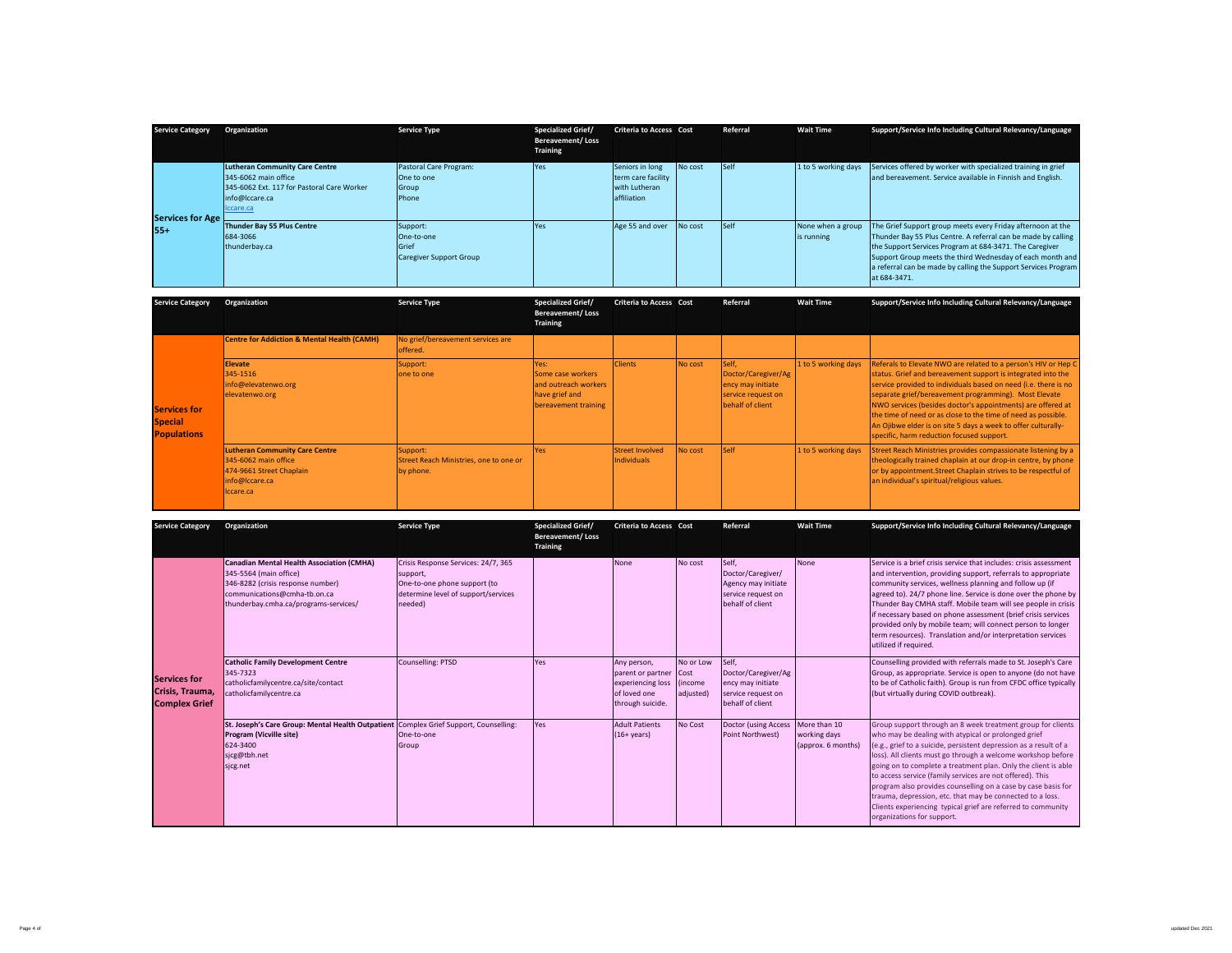| Service Category | Organization | Service Type | Specialized Grief/ Bereavement/ Loss Training | Criteria to Access | Cost | Referral | Wait Time | Support/Service Info Including Cultural Relevancy/Language |
|---|---|---|---|---|---|---|---|---|
| Services for Age 55+ | **Lutheran Community Care Centre** 345-6062 main office 345-6062 Ext. 117 for Pastoral Care Worker info@lccare.ca lccare.ca | Pastoral Care Program: One to one Group Phone | Yes | Seniors in long term care facility with Lutheran affiliation | No cost | Self | 1 to 5 working days | Services offered by worker with specialized training in grief and bereavement. Service available in Finnish and English. |
| | **Thunder Bay 55 Plus Centre** 684-3066 thunderbay.ca | Support: One-to-one Grief Caregiver Support Group | Yes | Age 55 and over | No cost | Self | None when a group is running | The Grief Support group meets every Friday afternoon at the Thunder Bay 55 Plus Centre. A referral can be made by calling the Support Services Program at 684-3471. The Caregiver Support Group meets the third Wednesday of each month and a referral can be made by calling the Support Services Program at 684-3471. |

| Service Category | Organization | Service Type | Specialized Grief/ Bereavement/ Loss Training | Criteria to Access | Cost | Referral | Wait Time | Support/Service Info Including Cultural Relevancy/Language |
|---|---|---|---|---|---|---|---|---|
| Services for Special Populations | **Centre for Addiction & Mental Health (CAMH)** | No grief/bereavement services are offered. | | | | | | |
| | **Elevate** 345-1516 info@elevatenwo.org elevatenwo.org | Support: one to one | Yes: Some case workers and outreach workers have grief and bereavement training | Clients | No cost | Self, Doctor/Caregiver/Agency may initiate service request on behalf of client | 1 to 5 working days | Referals to Elevate NWO are related to a person's HIV or Hep C status. Grief and bereavement support is integrated into the service provided to individuals based on need (i.e. there is no separate grief/bereavement programming). Most Elevate NWO services (besides doctor's appointments) are offered at the time of need or as close to the time of need as possible. An Ojibwe elder is on site 5 days a week to offer culturally-specific, harm reduction focused support. |
| | **Lutheran Community Care Centre** 345-6062 main office 474-9661 Street Chaplain info@lccare.ca lccare.ca | Support: Street Reach Ministries, one to one or by phone. | Yes | Street Involved Individuals | No cost | Self | 1 to 5 working days | Street Reach Ministries provides compassionate listening by a theologically trained chaplain at our drop-in centre, by phone or by appointment.Street Chaplain strives to be respectful of an individual's spiritual/religious values. |

| Service Category | Organization | Service Type | Specialized Grief/ Bereavement/ Loss Training | Criteria to Access | Cost | Referral | Wait Time | Support/Service Info Including Cultural Relevancy/Language |
|---|---|---|---|---|---|---|---|---|
| Services for Crisis, Trauma, Complex Grief | **Canadian Mental Health Association (CMHA)** 345-5564 (main office) 346-8282 (crisis response number) communications@cmha-tb.on.ca thunderbay.cmha.ca/programs-services/ | Crisis Response Services: 24/7, 365 support, One-to-one phone support (to determine level of support/services needed) | | None | No cost | Self, Doctor/Caregiver/ Agency may initiate service request on behalf of client | None | Service is a brief crisis service that includes: crisis assessment and intervention, providing support, referrals to appropriate community services, wellness planning and follow up (if agreed to). 24/7 phone line. Service is done over the phone by Thunder Bay CMHA staff. Mobile team will see people in crisis if necessary based on phone assessment (brief crisis services provided only by mobile team; will connect person to longer term resources). Translation and/or interpretation services utilized if required. |
| | **Catholic Family Development Centre** 345-7323 catholicfamilycentre.ca/site/contact catholicfamilycentre.ca | Counselling: PTSD | Yes | Any person, parent or partner experiencing loss of loved one through suicide. | No or Low Cost (income adjusted) | Self, Doctor/Caregiver/Agency may initiate service request on behalf of client | | Counselling provided with referrals made to St. Joseph's Care Group, as appropriate. Service is open to anyone (do not have to be of Catholic faith). Group is run from CFDC office typically (but virtually during COVID outbreak). |
| | **St. Joseph's Care Group: Mental Health Outpatient Program (Vicville site)** 624-3400 sjcg@tbh.net sjcg.net | Complex Grief Support, Counselling: One-to-one Group | Yes | Adult Patients (16+ years) | No Cost | Doctor (using Access Point Northwest) | More than 10 working days (approx. 6 months) | Group support through an 8 week treatment group for clients who may be dealing with atypical or prolonged grief (e.g., grief to a suicide, persistent depression as a result of a loss). All clients must go through a welcome workshop before going on to complete a treatment plan. Only the client is able to access service (family services are not offered). This program also provides counselling on a case by case basis for trauma, depression, etc. that may be connected to a loss. Clients experiencing typical grief are referred to community organizations for support. |

updated Dec 2021